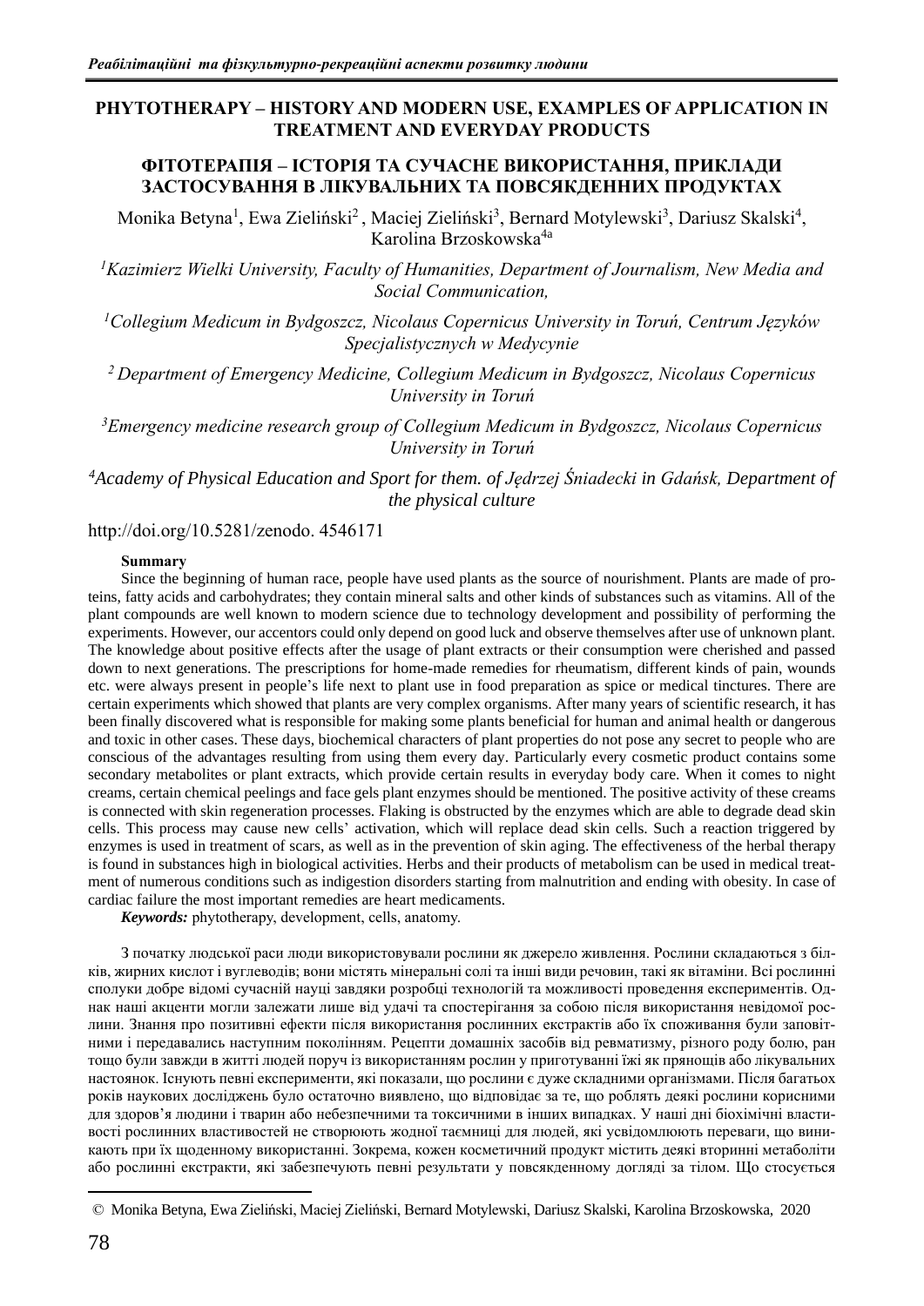# PHYTOTHERAPY – HISTORY AND MODERN USE, EXAMPLES OF APPLICATION IN TREATMENT AND EVERYDAY PRODUCTS

# ФІТОТЕРАПІЯ – ІСТОРІЯ ТА СУЧАСНЕ ВИКОРИСТАННЯ, ПРИКЛАДИ ЗАСТОСУВАННЯ В ЛІКУВАЛЬНИХ ТА ПОВСЯКДЕННИХ ПРОДУКТАХ

Monika Betyna[1], Ewa Zieliński[2] , Maciej Zieliński[3], Bernard Motylewski[3], Dariusz Skalski[4], Karolina Brzoskowska[4a]

*[1]Kazimierz Wielki University, Faculty of Humanities, Department of Journalism, New Media and Social Communication,*

*[1]Collegium Medicum in Bydgoszcz, Nicolaus Copernicus University in Toruń, Centrum Języków Specjalistycznych w Medycynie*

*[2] Department of Emergency Medicine, Collegium Medicum in Bydgoszcz, Nicolaus Copernicus University in Toruń*

*[3]Emergency medicine research group of Collegium Medicum in Bydgoszcz, Nicolaus Copernicus University in Toruń*

*[4]Academy of Physical Education and Sport for them. of Jędrzej Śniadecki in Gdańsk, Department of the physical culture*

http://doi.org/10.5281/zenodo. 4546171

**Summary**

Since the beginning of human race, people have used plants as the source of nourishment. Plants are made of proteins, fatty acids and carbohydrates; they contain mineral salts and other kinds of substances such as vitamins. All of the plant compounds are well known to modern science due to technology development and possibility of performing the experiments. However, our accentors could only depend on good luck and observe themselves after use of unknown plant. The knowledge about positive effects after the usage of plant extracts or their consumption were cherished and passed down to next generations. The prescriptions for home-made remedies for rheumatism, different kinds of pain, wounds etc. were always present in people's life next to plant use in food preparation as spice or medical tinctures. There are certain experiments which showed that plants are very complex organisms. After many years of scientific research, it has been finally discovered what is responsible for making some plants beneficial for human and animal health or dangerous and toxic in other cases. These days, biochemical characters of plant properties do not pose any secret to people who are conscious of the advantages resulting from using them every day. Particularly every cosmetic product contains some secondary metabolites or plant extracts, which provide certain results in everyday body care. When it comes to night creams, certain chemical peelings and face gels plant enzymes should be mentioned. The positive activity of these creams is connected with skin regeneration processes. Flaking is obstructed by the enzymes which are able to degrade dead skin cells. This process may cause new cells' activation, which will replace dead skin cells. Such a reaction triggered by enzymes is used in treatment of scars, as well as in the prevention of skin aging. The effectiveness of the herbal therapy is found in substances high in biological activities. Herbs and their products of metabolism can be used in medical treatment of numerous conditions such as indigestion disorders starting from malnutrition and ending with obesity. In case of cardiac failure the most important remedies are heart medicaments.

***Keywords:*** phytotherapy, development, cells, anatomy.

З початку людської раси люди використовували рослини як джерело живлення. Рослини складаються з білків, жирних кислот і вуглеводів; вони містять мінеральні солі та інші види речовин, такі як вітаміни. Всі рослинні сполуки добре відомі сучасній науці завдяки розробці технологій та можливості проведення експериментів. Однак наші акценти могли залежати лише від удачі та спостерігання за собою після використання невідомої рослини. Знання про позитивні ефекти після використання рослинних екстрактів або їх споживання були заповітними і передавались наступним поколінням. Рецепти домашніх засобів від ревматизму, різного роду болю, ран тощо були завжди в житті людей поруч із використанням рослин у приготуванні їжі як прянощів або лікувальних настоянок. Існують певні експерименти, які показали, що рослини є дуже складними організмами. Після багатьох років наукових досліджень було остаточно виявлено, що відповідає за те, що роблять деякі рослини корисними для здоров'я людини і тварин або небезпечними та токсичними в інших випадках. У наші дні біохімічні властивості рослинних властивостей не створюють жодної таємниці для людей, які усвідомлюють переваги, що виникають при їх щоденному використанні. Зокрема, кожен косметичний продукт містить деякі вторинні метаболіти або рослинні екстракти, які забезпечують певні результати у повсякденному догляді за тілом. Що стосується

© Monika Betyna, Ewa Zieliński, Maciej Zieliński, Bernard Motylewski, Dariusz Skalski, Karolina Brzoskowska, 2020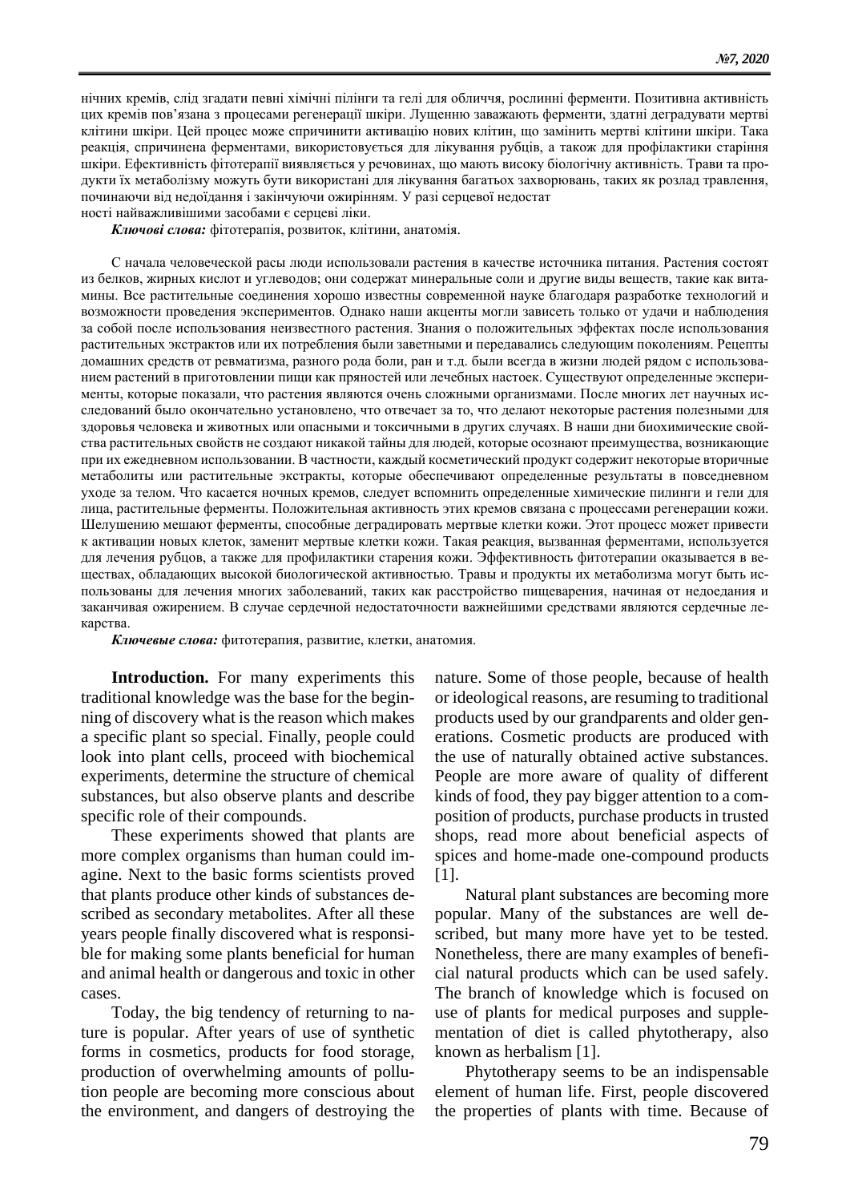нічних кремів, слід згадати певні хімічні пілінги та гелі для обличчя, рослинні ферменти. Позитивна активність цих кремів пов'язана з процесами регенерації шкіри. Лущенню заважають ферменти, здатні деградувати мертві клітини шкіри. Цей процес може спричинити активацію нових клітин, що замінить мертві клітини шкіри. Така реакція, спричинена ферментами, використовується для лікування рубців, а також для профілактики старіння шкіри. Ефективність фітотерапії виявляється у речовинах, що мають високу біологічну активність. Трави та продукти їх метаболізму можуть бути використані для лікування багатьох захворювань, таких як розлад травлення, починаючи від недоїдання і закінчуючи ожирінням. У разі серцевої недостат ності найважливішими засобами є серцеві ліки.

***Ключові слова:*** фітотерапія, розвиток, клітини, анатомія.

С начала человеческой расы люди использовали растения в качестве источника питания. Растения состоят из белков, жирных кислот и углеводов; они содержат минеральные соли и другие виды веществ, такие как витамины. Все растительные соединения хорошо известны современной науке благодаря разработке технологий и возможности проведения экспериментов. Однако наши акценты могли зависеть только от удачи и наблюдения за собой после использования неизвестного растения. Знания о положительных эффектах после использования растительных экстрактов или их потребления были заветными и передавались следующим поколениям. Рецепты домашних средств от ревматизма, разного рода боли, ран и т.д. были всегда в жизни людей рядом с использованием растений в приготовлении пищи как пряностей или лечебных настоек. Существуют определенные эксперименты, которые показали, что растения являются очень сложными организмами. После многих лет научных исследований было окончательно установлено, что отвечает за то, что делают некоторые растения полезными для здоровья человека и животных или опасными и токсичными в других случаях. В наши дни биохимические свойства растительных свойств не создают никакой тайны для людей, которые осознают преимущества, возникающие при их ежедневном использовании. В частности, каждый косметический продукт содержит некоторые вторичные метаболиты или растительные экстракты, которые обеспечивают определенные результаты в повседневном уходе за телом. Что касается ночных кремов, следует вспомнить определенные химические пилинги и гели для лица, растительные ферменты. Положительная активность этих кремов связана с процессами регенерации кожи. Шелушению мешают ферменты, способные деградировать мертвые клетки кожи. Этот процесс может привести к активации новых клеток, заменит мертвые клетки кожи. Такая реакция, вызванная ферментами, используется для лечения рубцов, а также для профилактики старения кожи. Эффективность фитотерапии оказывается в веществах, обладающих высокой биологической активностью. Травы и продукты их метаболизма могут быть использованы для лечения многих заболеваний, таких как расстройство пищеварения, начиная от недоедания и заканчивая ожирением. В случае сердечной недостаточности важнейшими средствами являются сердечные лекарства.

***Ключевые слова:*** фитотерапия, развитие, клетки, анатомия.

**Introduction.** For many experiments this traditional knowledge was the base for the beginning of discovery what is the reason which makes a specific plant so special. Finally, people could look into plant cells, proceed with biochemical experiments, determine the structure of chemical substances, but also observe plants and describe specific role of their compounds.

These experiments showed that plants are more complex organisms than human could imagine. Next to the basic forms scientists proved that plants produce other kinds of substances described as secondary metabolites. After all these years people finally discovered what is responsible for making some plants beneficial for human and animal health or dangerous and toxic in other cases.

Today, the big tendency of returning to nature is popular. After years of use of synthetic forms in cosmetics, products for food storage, production of overwhelming amounts of pollution people are becoming more conscious about the environment, and dangers of destroying the nature. Some of those people, because of health or ideological reasons, are resuming to traditional products used by our grandparents and older generations. Cosmetic products are produced with the use of naturally obtained active substances. People are more aware of quality of different kinds of food, they pay bigger attention to a composition of products, purchase products in trusted shops, read more about beneficial aspects of spices and home-made one-compound products [1].

Natural plant substances are becoming more popular. Many of the substances are well described, but many more have yet to be tested. Nonetheless, there are many examples of beneficial natural products which can be used safely. The branch of knowledge which is focused on use of plants for medical purposes and supplementation of diet is called phytotherapy, also known as herbalism [1].

Phytotherapy seems to be an indispensable element of human life. First, people discovered the properties of plants with time. Because of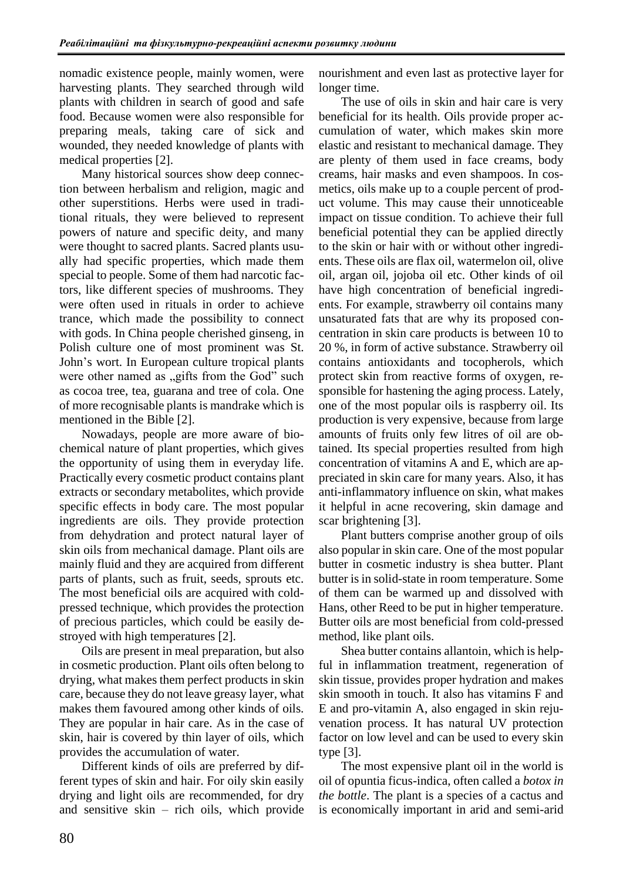nomadic existence people, mainly women, were harvesting plants. They searched through wild plants with children in search of good and safe food. Because women were also responsible for preparing meals, taking care of sick and wounded, they needed knowledge of plants with medical properties [2].

Many historical sources show deep connection between herbalism and religion, magic and other superstitions. Herbs were used in traditional rituals, they were believed to represent powers of nature and specific deity, and many were thought to sacred plants. Sacred plants usually had specific properties, which made them special to people. Some of them had narcotic factors, like different species of mushrooms. They were often used in rituals in order to achieve trance, which made the possibility to connect with gods. In China people cherished ginseng, in Polish culture one of most prominent was St. John's wort. In European culture tropical plants were other named as „gifts from the God" such as cocoa tree, tea, guarana and tree of cola. One of more recognisable plants is mandrake which is mentioned in the Bible [2].

Nowadays, people are more aware of biochemical nature of plant properties, which gives the opportunity of using them in everyday life. Practically every cosmetic product contains plant extracts or secondary metabolites, which provide specific effects in body care. The most popular ingredients are oils. They provide protection from dehydration and protect natural layer of skin oils from mechanical damage. Plant oils are mainly fluid and they are acquired from different parts of plants, such as fruit, seeds, sprouts etc. The most beneficial oils are acquired with cold-pressed technique, which provides the protection of precious particles, which could be easily destroyed with high temperatures [2].

Oils are present in meal preparation, but also in cosmetic production. Plant oils often belong to drying, what makes them perfect products in skin care, because they do not leave greasy layer, what makes them favoured among other kinds of oils. They are popular in hair care. As in the case of skin, hair is covered by thin layer of oils, which provides the accumulation of water.

Different kinds of oils are preferred by different types of skin and hair. For oily skin easily drying and light oils are recommended, for dry and sensitive skin – rich oils, which provide nourishment and even last as protective layer for longer time.

The use of oils in skin and hair care is very beneficial for its health. Oils provide proper accumulation of water, which makes skin more elastic and resistant to mechanical damage. They are plenty of them used in face creams, body creams, hair masks and even shampoos. In cosmetics, oils make up to a couple percent of product volume. This may cause their unnoticeable impact on tissue condition. To achieve their full beneficial potential they can be applied directly to the skin or hair with or without other ingredients. These oils are flax oil, watermelon oil, olive oil, argan oil, jojoba oil etc. Other kinds of oil have high concentration of beneficial ingredients. For example, strawberry oil contains many unsaturated fats that are why its proposed concentration in skin care products is between 10 to 20 %, in form of active substance. Strawberry oil contains antioxidants and tocopherols, which protect skin from reactive forms of oxygen, responsible for hastening the aging process. Lately, one of the most popular oils is raspberry oil. Its production is very expensive, because from large amounts of fruits only few litres of oil are obtained. Its special properties resulted from high concentration of vitamins A and E, which are appreciated in skin care for many years. Also, it has anti-inflammatory influence on skin, what makes it helpful in acne recovering, skin damage and scar brightening [3].

Plant butters comprise another group of oils also popular in skin care. One of the most popular butter in cosmetic industry is shea butter. Plant butter is in solid-state in room temperature. Some of them can be warmed up and dissolved with Hans, other Reed to be put in higher temperature. Butter oils are most beneficial from cold-pressed method, like plant oils.

Shea butter contains allantoin, which is helpful in inflammation treatment, regeneration of skin tissue, provides proper hydration and makes skin smooth in touch. It also has vitamins F and E and pro-vitamin A, also engaged in skin rejuvenation process. It has natural UV protection factor on low level and can be used to every skin type [3].

The most expensive plant oil in the world is oil of opuntia ficus-indica, often called a *botox in the bottle*. The plant is a species of a cactus and is economically important in arid and semi-arid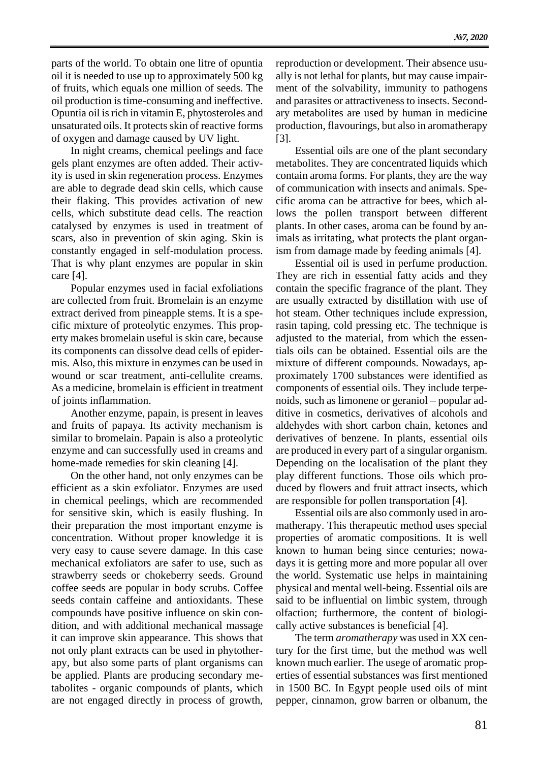parts of the world. To obtain one litre of opuntia oil it is needed to use up to approximately 500 kg of fruits, which equals one million of seeds. The oil production is time-consuming and ineffective. Opuntia oil is rich in vitamin E, phytosteroles and unsaturated oils. It protects skin of reactive forms of oxygen and damage caused by UV light.

In night creams, chemical peelings and face gels plant enzymes are often added. Their activity is used in skin regeneration process. Enzymes are able to degrade dead skin cells, which cause their flaking. This provides activation of new cells, which substitute dead cells. The reaction catalysed by enzymes is used in treatment of scars, also in prevention of skin aging. Skin is constantly engaged in self-modulation process. That is why plant enzymes are popular in skin care [4].

Popular enzymes used in facial exfoliations are collected from fruit. Bromelain is an enzyme extract derived from pineapple stems. It is a specific mixture of proteolytic enzymes. This property makes bromelain useful is skin care, because its components can dissolve dead cells of epidermis. Also, this mixture in enzymes can be used in wound or scar treatment, anti-cellulite creams. As a medicine, bromelain is efficient in treatment of joints inflammation.

Another enzyme, papain, is present in leaves and fruits of papaya. Its activity mechanism is similar to bromelain. Papain is also a proteolytic enzyme and can successfully used in creams and home-made remedies for skin cleaning [4].

On the other hand, not only enzymes can be efficient as a skin exfoliator. Enzymes are used in chemical peelings, which are recommended for sensitive skin, which is easily flushing. In their preparation the most important enzyme is concentration. Without proper knowledge it is very easy to cause severe damage. In this case mechanical exfoliators are safer to use, such as strawberry seeds or chokeberry seeds. Ground coffee seeds are popular in body scrubs. Coffee seeds contain caffeine and antioxidants. These compounds have positive influence on skin condition, and with additional mechanical massage it can improve skin appearance. This shows that not only plant extracts can be used in phytotherapy, but also some parts of plant organisms can be applied. Plants are producing secondary metabolites - organic compounds of plants, which are not engaged directly in process of growth, reproduction or development. Their absence usually is not lethal for plants, but may cause impairment of the solvability, immunity to pathogens and parasites or attractiveness to insects. Secondary metabolites are used by human in medicine production, flavourings, but also in aromatherapy [3].

Essential oils are one of the plant secondary metabolites. They are concentrated liquids which contain aroma forms. For plants, they are the way of communication with insects and animals. Specific aroma can be attractive for bees, which allows the pollen transport between different plants. In other cases, aroma can be found by animals as irritating, what protects the plant organism from damage made by feeding animals [4].

Essential oil is used in perfume production. They are rich in essential fatty acids and they contain the specific fragrance of the plant. They are usually extracted by distillation with use of hot steam. Other techniques include expression, rasin taping, cold pressing etc. The technique is adjusted to the material, from which the essentials oils can be obtained. Essential oils are the mixture of different compounds. Nowadays, approximately 1700 substances were identified as components of essential oils. They include terpenoids, such as limonene or geraniol – popular additive in cosmetics, derivatives of alcohols and aldehydes with short carbon chain, ketones and derivatives of benzene. In plants, essential oils are produced in every part of a singular organism. Depending on the localisation of the plant they play different functions. Those oils which produced by flowers and fruit attract insects, which are responsible for pollen transportation [4].

Essential oils are also commonly used in aromatherapy. This therapeutic method uses special properties of aromatic compositions. It is well known to human being since centuries; nowadays it is getting more and more popular all over the world. Systematic use helps in maintaining physical and mental well-being. Essential oils are said to be influential on limbic system, through olfaction; furthermore, the content of biologically active substances is beneficial [4].

The term *aromatherapy* was used in XX century for the first time, but the method was well known much earlier. The usege of aromatic properties of essential substances was first mentioned in 1500 BC. In Egypt people used oils of mint pepper, cinnamon, grow barren or olbanum, the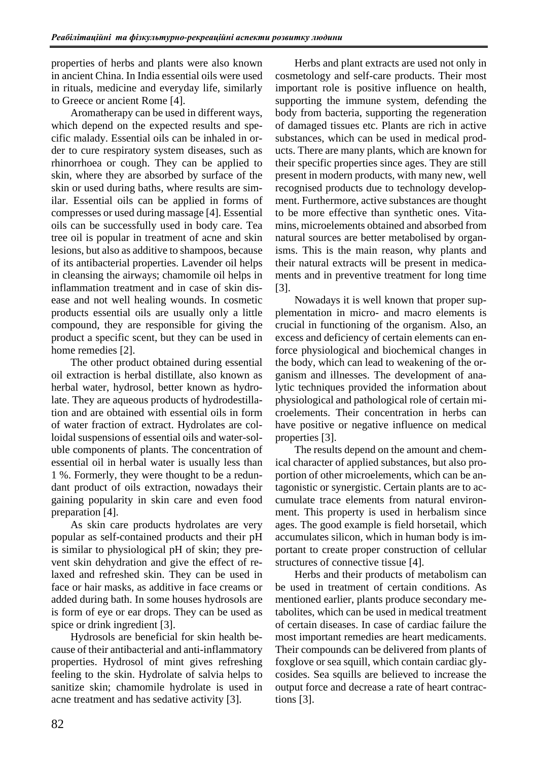properties of herbs and plants were also known in ancient China. In India essential oils were used in rituals, medicine and everyday life, similarly to Greece or ancient Rome [4].

Aromatherapy can be used in different ways, which depend on the expected results and specific malady. Essential oils can be inhaled in order to cure respiratory system diseases, such as rhinorrhoea or cough. They can be applied to skin, where they are absorbed by surface of the skin or used during baths, where results are similar. Essential oils can be applied in forms of compresses or used during massage [4]. Essential oils can be successfully used in body care. Tea tree oil is popular in treatment of acne and skin lesions, but also as additive to shampoos, because of its antibacterial properties. Lavender oil helps in cleansing the airways; chamomile oil helps in inflammation treatment and in case of skin disease and not well healing wounds. In cosmetic products essential oils are usually only a little compound, they are responsible for giving the product a specific scent, but they can be used in home remedies [2].

The other product obtained during essential oil extraction is herbal distillate, also known as herbal water, hydrosol, better known as hydrolate. They are aqueous products of hydrodestillation and are obtained with essential oils in form of water fraction of extract. Hydrolates are colloidal suspensions of essential oils and water-soluble components of plants. The concentration of essential oil in herbal water is usually less than 1 %. Formerly, they were thought to be a redundant product of oils extraction, nowadays their gaining popularity in skin care and even food preparation [4].

As skin care products hydrolates are very popular as self-contained products and their pH is similar to physiological pH of skin; they prevent skin dehydration and give the effect of relaxed and refreshed skin. They can be used in face or hair masks, as additive in face creams or added during bath. In some houses hydrosols are is form of eye or ear drops. They can be used as spice or drink ingredient [3].

Hydrosols are beneficial for skin health because of their antibacterial and anti-inflammatory properties. Hydrosol of mint gives refreshing feeling to the skin. Hydrolate of salvia helps to sanitize skin; chamomile hydrolate is used in acne treatment and has sedative activity [3].

Herbs and plant extracts are used not only in cosmetology and self-care products. Their most important role is positive influence on health, supporting the immune system, defending the body from bacteria, supporting the regeneration of damaged tissues etc. Plants are rich in active substances, which can be used in medical products. There are many plants, which are known for their specific properties since ages. They are still present in modern products, with many new, well recognised products due to technology development. Furthermore, active substances are thought to be more effective than synthetic ones. Vitamins, microelements obtained and absorbed from natural sources are better metabolised by organisms. This is the main reason, why plants and their natural extracts will be present in medicaments and in preventive treatment for long time [3].

Nowadays it is well known that proper supplementation in micro- and macro elements is crucial in functioning of the organism. Also, an excess and deficiency of certain elements can enforce physiological and biochemical changes in the body, which can lead to weakening of the organism and illnesses. The development of analytic techniques provided the information about physiological and pathological role of certain microelements. Their concentration in herbs can have positive or negative influence on medical properties [3].

The results depend on the amount and chemical character of applied substances, but also proportion of other microelements, which can be antagonistic or synergistic. Certain plants are to accumulate trace elements from natural environment. This property is used in herbalism since ages. The good example is field horsetail, which accumulates silicon, which in human body is important to create proper construction of cellular structures of connective tissue [4].

Herbs and their products of metabolism can be used in treatment of certain conditions. As mentioned earlier, plants produce secondary metabolites, which can be used in medical treatment of certain diseases. In case of cardiac failure the most important remedies are heart medicaments. Their compounds can be delivered from plants of foxglove or sea squill, which contain cardiac glycosides. Sea squills are believed to increase the output force and decrease a rate of heart contractions [3].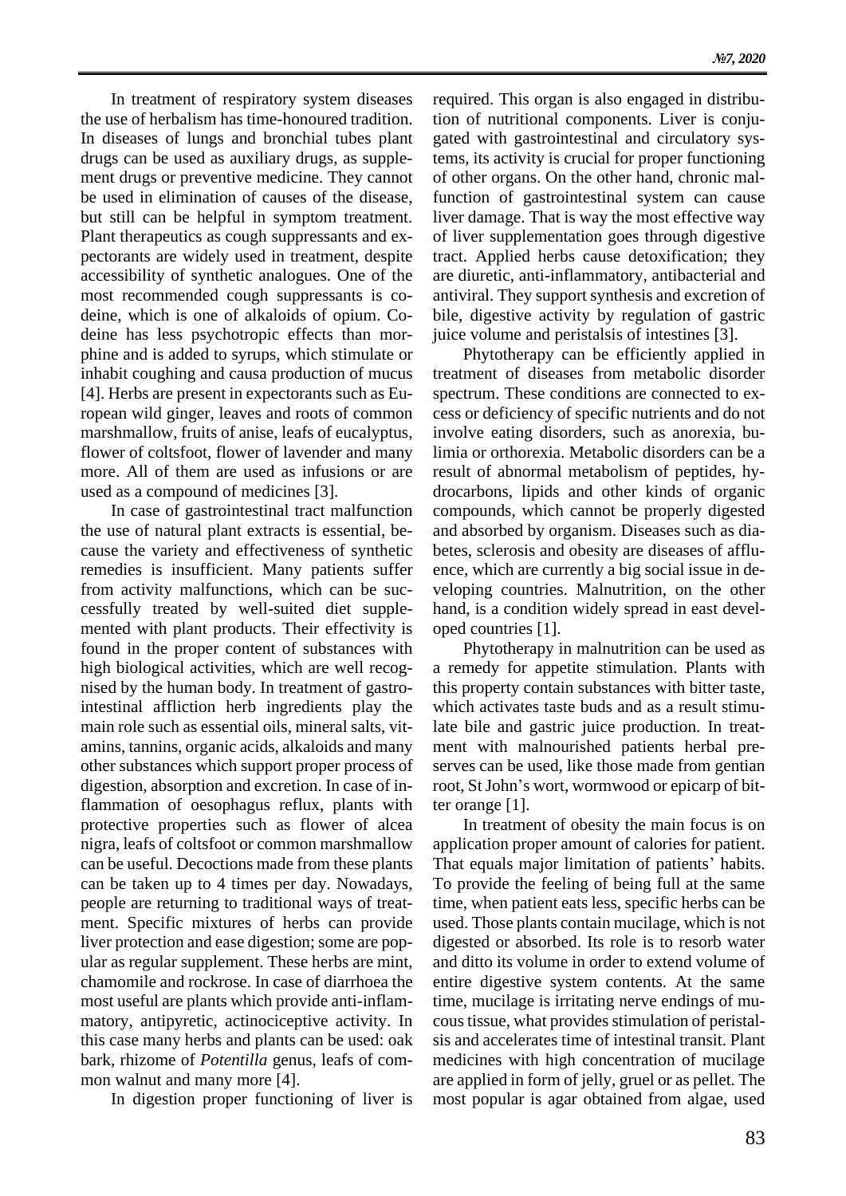In treatment of respiratory system diseases the use of herbalism has time-honoured tradition. In diseases of lungs and bronchial tubes plant drugs can be used as auxiliary drugs, as supplement drugs or preventive medicine. They cannot be used in elimination of causes of the disease, but still can be helpful in symptom treatment. Plant therapeutics as cough suppressants and expectorants are widely used in treatment, despite accessibility of synthetic analogues. One of the most recommended cough suppressants is codeine, which is one of alkaloids of opium. Codeine has less psychotropic effects than morphine and is added to syrups, which stimulate or inhabit coughing and causa production of mucus [4]. Herbs are present in expectorants such as European wild ginger, leaves and roots of common marshmallow, fruits of anise, leafs of eucalyptus, flower of coltsfoot, flower of lavender and many more. All of them are used as infusions or are used as a compound of medicines [3].

In case of gastrointestinal tract malfunction the use of natural plant extracts is essential, because the variety and effectiveness of synthetic remedies is insufficient. Many patients suffer from activity malfunctions, which can be successfully treated by well-suited diet supplemented with plant products. Their effectivity is found in the proper content of substances with high biological activities, which are well recognised by the human body. In treatment of gastrointestinal affliction herb ingredients play the main role such as essential oils, mineral salts, vitamins, tannins, organic acids, alkaloids and many other substances which support proper process of digestion, absorption and excretion. In case of inflammation of oesophagus reflux, plants with protective properties such as flower of alcea nigra, leafs of coltsfoot or common marshmallow can be useful. Decoctions made from these plants can be taken up to 4 times per day. Nowadays, people are returning to traditional ways of treatment. Specific mixtures of herbs can provide liver protection and ease digestion; some are popular as regular supplement. These herbs are mint, chamomile and rockrose. In case of diarrhoea the most useful are plants which provide anti-inflammatory, antipyretic, actinociceptive activity. In this case many herbs and plants can be used: oak bark, rhizome of *Potentilla* genus, leafs of common walnut and many more [4].

In digestion proper functioning of liver is required. This organ is also engaged in distribution of nutritional components. Liver is conjugated with gastrointestinal and circulatory systems, its activity is crucial for proper functioning of other organs. On the other hand, chronic malfunction of gastrointestinal system can cause liver damage. That is way the most effective way of liver supplementation goes through digestive tract. Applied herbs cause detoxification; they are diuretic, anti-inflammatory, antibacterial and antiviral. They support synthesis and excretion of bile, digestive activity by regulation of gastric juice volume and peristalsis of intestines [3].

Phytotherapy can be efficiently applied in treatment of diseases from metabolic disorder spectrum. These conditions are connected to excess or deficiency of specific nutrients and do not involve eating disorders, such as anorexia, bulimia or orthorexia. Metabolic disorders can be a result of abnormal metabolism of peptides, hydrocarbons, lipids and other kinds of organic compounds, which cannot be properly digested and absorbed by organism. Diseases such as diabetes, sclerosis and obesity are diseases of affluence, which are currently a big social issue in developing countries. Malnutrition, on the other hand, is a condition widely spread in east developed countries [1].

Phytotherapy in malnutrition can be used as a remedy for appetite stimulation. Plants with this property contain substances with bitter taste, which activates taste buds and as a result stimulate bile and gastric juice production. In treatment with malnourished patients herbal preserves can be used, like those made from gentian root, St John's wort, wormwood or epicarp of bitter orange [1].

In treatment of obesity the main focus is on application proper amount of calories for patient. That equals major limitation of patients' habits. To provide the feeling of being full at the same time, when patient eats less, specific herbs can be used. Those plants contain mucilage, which is not digested or absorbed. Its role is to resorb water and ditto its volume in order to extend volume of entire digestive system contents. At the same time, mucilage is irritating nerve endings of mucous tissue, what provides stimulation of peristalsis and accelerates time of intestinal transit. Plant medicines with high concentration of mucilage are applied in form of jelly, gruel or as pellet. The most popular is agar obtained from algae, used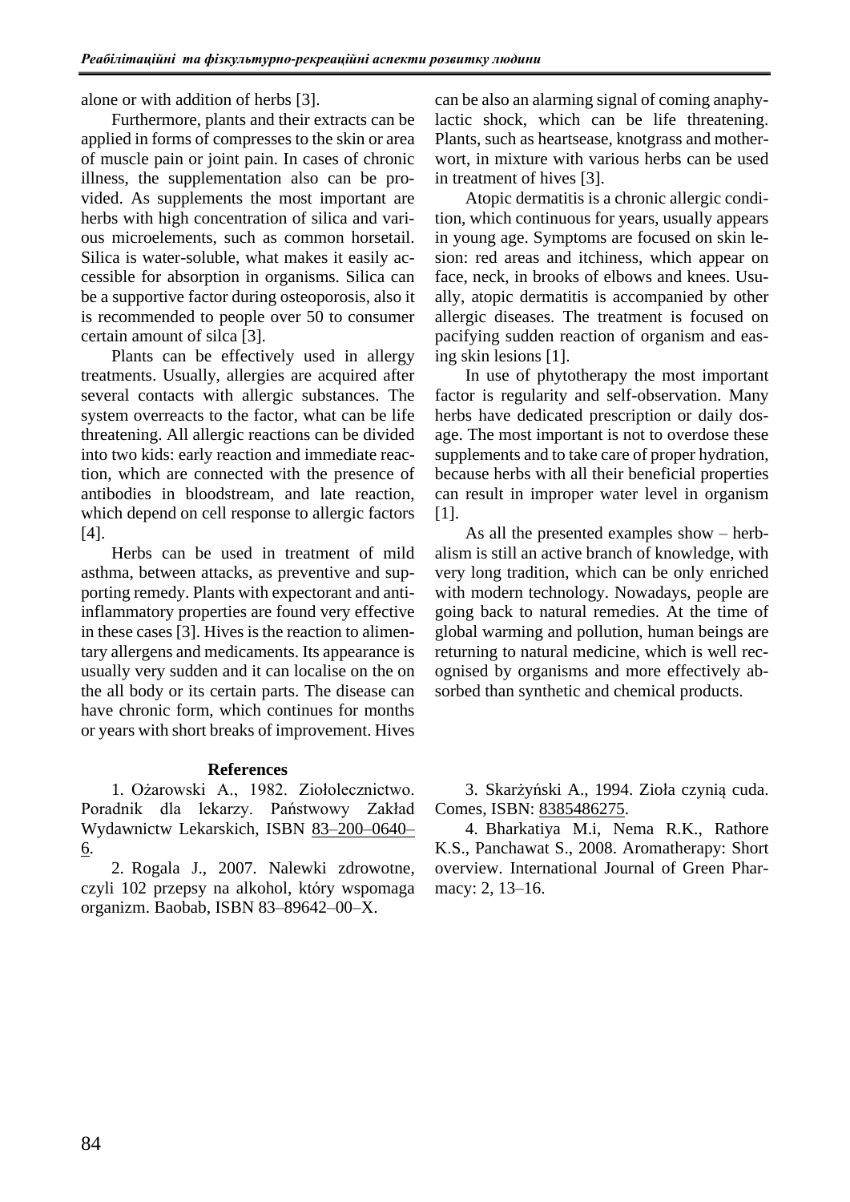alone or with addition of herbs [3].

Furthermore, plants and their extracts can be applied in forms of compresses to the skin or area of muscle pain or joint pain. In cases of chronic illness, the supplementation also can be provided. As supplements the most important are herbs with high concentration of silica and various microelements, such as common horsetail. Silica is water-soluble, what makes it easily accessible for absorption in organisms. Silica can be a supportive factor during osteoporosis, also it is recommended to people over 50 to consumer certain amount of silca [3].

Plants can be effectively used in allergy treatments. Usually, allergies are acquired after several contacts with allergic substances. The system overreacts to the factor, what can be life threatening. All allergic reactions can be divided into two kids: early reaction and immediate reaction, which are connected with the presence of antibodies in bloodstream, and late reaction, which depend on cell response to allergic factors [4].

Herbs can be used in treatment of mild asthma, between attacks, as preventive and supporting remedy. Plants with expectorant and anti-inflammatory properties are found very effective in these cases [3]. Hives is the reaction to alimentary allergens and medicaments. Its appearance is usually very sudden and it can localise on the on the all body or its certain parts. The disease can have chronic form, which continues for months or years with short breaks of improvement. Hives can be also an alarming signal of coming anaphylactic shock, which can be life threatening. Plants, such as heartsease, knotgrass and motherwort, in mixture with various herbs can be used in treatment of hives [3].

Atopic dermatitis is a chronic allergic condition, which continuous for years, usually appears in young age. Symptoms are focused on skin lesion: red areas and itchiness, which appear on face, neck, in brooks of elbows and knees. Usually, atopic dermatitis is accompanied by other allergic diseases. The treatment is focused on pacifying sudden reaction of organism and easing skin lesions [1].

In use of phytotherapy the most important factor is regularity and self-observation. Many herbs have dedicated prescription or daily dosage. The most important is not to overdose these supplements and to take care of proper hydration, because herbs with all their beneficial properties can result in improper water level in organism [1].

As all the presented examples show – herbalism is still an active branch of knowledge, with very long tradition, which can be only enriched with modern technology. Nowadays, people are going back to natural remedies. At the time of global warming and pollution, human beings are returning to natural medicine, which is well recognised by organisms and more effectively absorbed than synthetic and chemical products.

## References

1. Ożarowski A., 1982. Ziołolecznictwo. Poradnik dla lekarzy. Państwowy Zakład Wydawnictw Lekarskich, ISBN 83–200–0640–6.

2. Rogala J., 2007. Nalewki zdrowotne, czyli 102 przepsy na alkohol, który wspomaga organizm. Baobab, ISBN 83–89642–00–X.

3. Skarżyński A., 1994. Zioła czynią cuda. Comes, ISBN: 8385486275.

4. Bharkatiya M.i, Nema R.K., Rathore K.S., Panchawat S., 2008. Aromatherapy: Short overview. International Journal of Green Pharmacy: 2, 13–16.